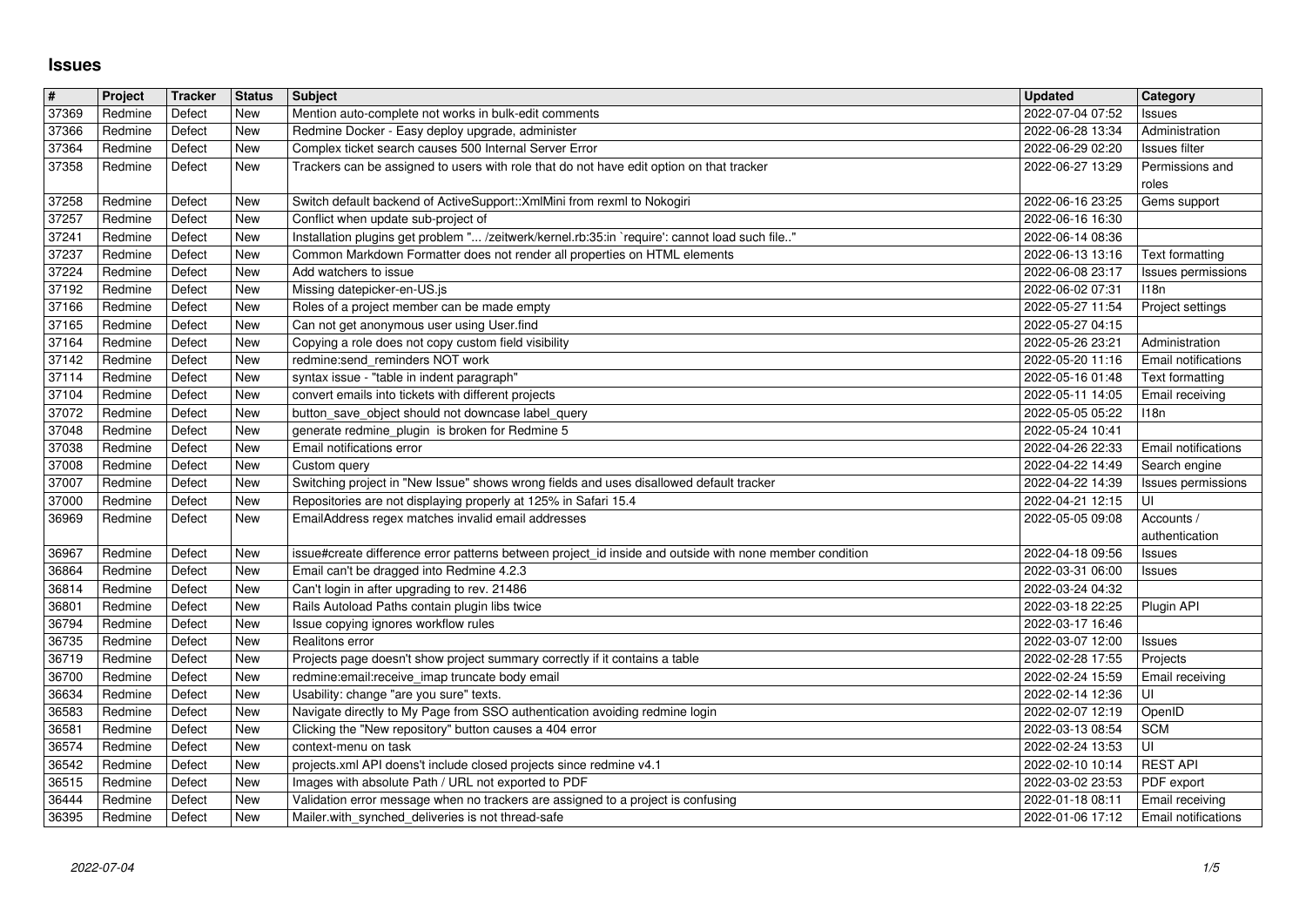# Issues

| # | Project | Tracker | Status | Subject | Updated | Category |
|---|---|---|---|---|---|---|
| 37369 | Redmine | Defect | New | Mention auto-complete not works in bulk-edit comments | 2022-07-04 07:52 | Issues |
| 37366 | Redmine | Defect | New | Redmine Docker - Easy deploy upgrade, administer | 2022-06-28 13:34 | Administration |
| 37364 | Redmine | Defect | New | Complex ticket search causes 500 Internal Server Error | 2022-06-29 02:20 | Issues filter |
| 37358 | Redmine | Defect | New | Trackers can be assigned to users with role that do not have edit option on that tracker | 2022-06-27 13:29 | Permissions and roles |
| 37258 | Redmine | Defect | New | Switch default backend of ActiveSupport::XmlMini from rexml to Nokogiri | 2022-06-16 23:25 | Gems support |
| 37257 | Redmine | Defect | New | Conflict when update sub-project of | 2022-06-16 16:30 | |
| 37241 | Redmine | Defect | New | Installation plugins get problem "... /zeitwerk/kernel.rb:35:in `require': cannot load such file.." | 2022-06-14 08:36 | |
| 37237 | Redmine | Defect | New | Common Markdown Formatter does not render all properties on HTML elements | 2022-06-13 13:16 | Text formatting |
| 37224 | Redmine | Defect | New | Add watchers to issue | 2022-06-08 23:17 | Issues permissions |
| 37192 | Redmine | Defect | New | Missing datepicker-en-US.js | 2022-06-02 07:31 | I18n |
| 37166 | Redmine | Defect | New | Roles of a project member can be made empty | 2022-05-27 11:54 | Project settings |
| 37165 | Redmine | Defect | New | Can not get anonymous user using User.find | 2022-05-27 04:15 | |
| 37164 | Redmine | Defect | New | Copying a role does not copy custom field visibility | 2022-05-26 23:21 | Administration |
| 37142 | Redmine | Defect | New | redmine:send_reminders NOT work | 2022-05-20 11:16 | Email notifications |
| 37114 | Redmine | Defect | New | syntax issue - "table in indent paragraph" | 2022-05-16 01:48 | Text formatting |
| 37104 | Redmine | Defect | New | convert emails into tickets with different projects | 2022-05-11 14:05 | Email receiving |
| 37072 | Redmine | Defect | New | button_save_object should not downcase label_query | 2022-05-05 05:22 | I18n |
| 37048 | Redmine | Defect | New | generate redmine_plugin is broken for Redmine 5 | 2022-05-24 10:41 | |
| 37038 | Redmine | Defect | New | Email notifications error | 2022-04-26 22:33 | Email notifications |
| 37008 | Redmine | Defect | New | Custom query | 2022-04-22 14:49 | Search engine |
| 37007 | Redmine | Defect | New | Switching project in "New Issue" shows wrong fields and uses disallowed default tracker | 2022-04-22 14:39 | Issues permissions |
| 37000 | Redmine | Defect | New | Repositories are not displaying properly at 125% in Safari 15.4 | 2022-04-21 12:15 | UI |
| 36969 | Redmine | Defect | New | EmailAddress regex matches invalid email addresses | 2022-05-05 09:08 | Accounts / authentication |
| 36967 | Redmine | Defect | New | issue#create difference error patterns between project_id inside and outside with none member condition | 2022-04-18 09:56 | Issues |
| 36864 | Redmine | Defect | New | Email can't be dragged into Redmine 4.2.3 | 2022-03-31 06:00 | Issues |
| 36814 | Redmine | Defect | New | Can't login in after upgrading to rev. 21486 | 2022-03-24 04:32 | |
| 36801 | Redmine | Defect | New | Rails Autoload Paths contain plugin libs twice | 2022-03-18 22:25 | Plugin API |
| 36794 | Redmine | Defect | New | Issue copying ignores workflow rules | 2022-03-17 16:46 | |
| 36735 | Redmine | Defect | New | Realitons error | 2022-03-07 12:00 | Issues |
| 36719 | Redmine | Defect | New | Projects page doesn't show project summary correctly if it contains a table | 2022-02-28 17:55 | Projects |
| 36700 | Redmine | Defect | New | redmine:email:receive_imap truncate body email | 2022-02-24 15:59 | Email receiving |
| 36634 | Redmine | Defect | New | Usability: change "are you sure" texts. | 2022-02-14 12:36 | UI |
| 36583 | Redmine | Defect | New | Navigate directly to My Page from SSO authentication avoiding redmine login | 2022-02-07 12:19 | OpenID |
| 36581 | Redmine | Defect | New | Clicking the "New repository" button causes a 404 error | 2022-03-13 08:54 | SCM |
| 36574 | Redmine | Defect | New | context-menu on task | 2022-02-24 13:53 | UI |
| 36542 | Redmine | Defect | New | projects.xml API doens't include closed projects since redmine v4.1 | 2022-02-10 10:14 | REST API |
| 36515 | Redmine | Defect | New | Images with absolute Path / URL not exported to PDF | 2022-03-02 23:53 | PDF export |
| 36444 | Redmine | Defect | New | Validation error message when no trackers are assigned to a project is confusing | 2022-01-18 08:11 | Email receiving |
| 36395 | Redmine | Defect | New | Mailer.with_synched_deliveries is not thread-safe | 2022-01-06 17:12 | Email notifications |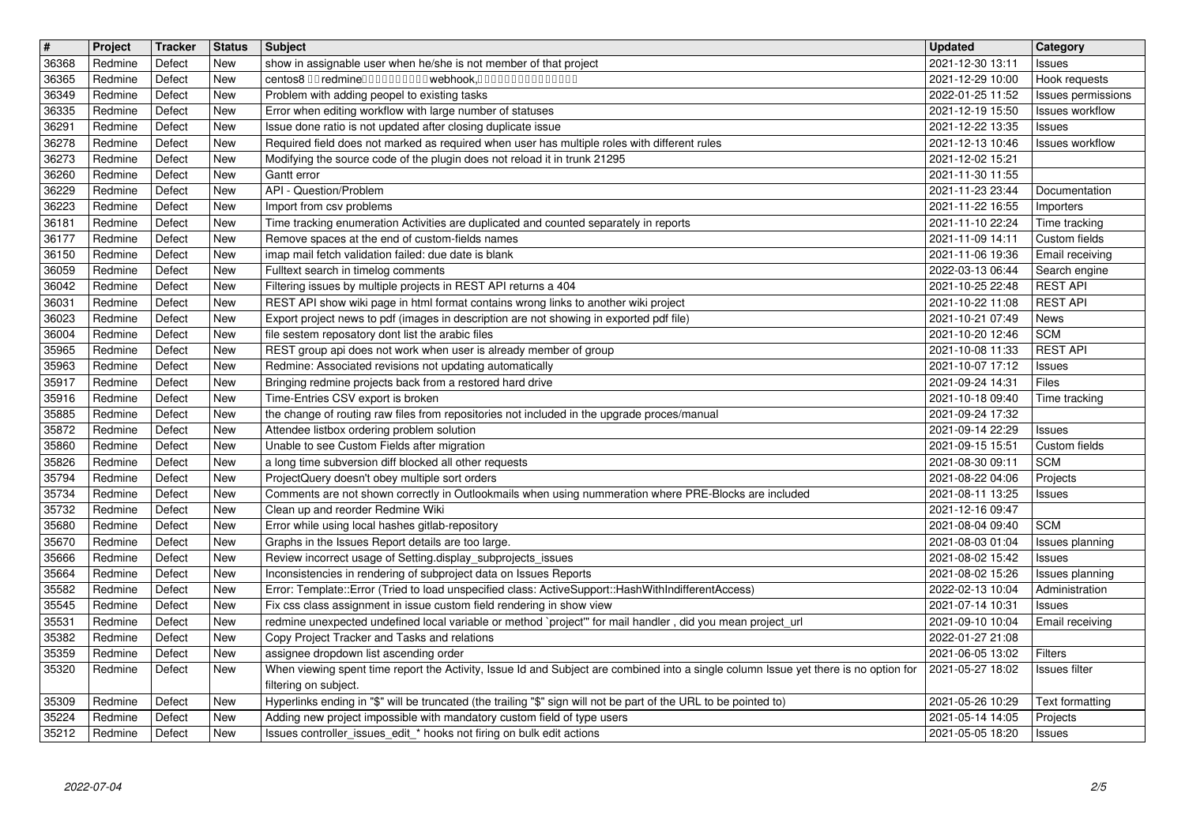| # | Project | Tracker | Status | Subject | Updated | Category |
|---|---|---|---|---|---|---|
| 36368 | Redmine | Defect | New | show in assignable user when he/she is not member of that project | 2021-12-30 13:11 | Issues |
| 36365 | Redmine | Defect | New | centos8 □□redmine□□□□□□□□□□webhook,□□□□□□□□□□□□□□ | 2021-12-29 10:00 | Hook requests |
| 36349 | Redmine | Defect | New | Problem with adding peopel to existing tasks | 2022-01-25 11:52 | Issues permissions |
| 36335 | Redmine | Defect | New | Error when editing workflow with large number of statuses | 2021-12-19 15:50 | Issues workflow |
| 36291 | Redmine | Defect | New | Issue done ratio is not updated after closing duplicate issue | 2021-12-22 13:35 | Issues |
| 36278 | Redmine | Defect | New | Required field does not marked as required when user has multiple roles with different rules | 2021-12-13 10:46 | Issues workflow |
| 36273 | Redmine | Defect | New | Modifying the source code of the plugin does not reload it in trunk 21295 | 2021-12-02 15:21 | |
| 36260 | Redmine | Defect | New | Gantt error | 2021-11-30 11:55 | |
| 36229 | Redmine | Defect | New | API - Question/Problem | 2021-11-23 23:44 | Documentation |
| 36223 | Redmine | Defect | New | Import from csv problems | 2021-11-22 16:55 | Importers |
| 36181 | Redmine | Defect | New | Time tracking enumeration Activities are duplicated and counted separately in reports | 2021-11-10 22:24 | Time tracking |
| 36177 | Redmine | Defect | New | Remove spaces at the end of custom-fields names | 2021-11-09 14:11 | Custom fields |
| 36150 | Redmine | Defect | New | imap mail fetch validation failed: due date is blank | 2021-11-06 19:36 | Email receiving |
| 36059 | Redmine | Defect | New | Fulltext search in timelog comments | 2022-03-13 06:44 | Search engine |
| 36042 | Redmine | Defect | New | Filtering issues by multiple projects in REST API returns a 404 | 2021-10-25 22:48 | REST API |
| 36031 | Redmine | Defect | New | REST API show wiki page in html format contains wrong links to another wiki project | 2021-10-22 11:08 | REST API |
| 36023 | Redmine | Defect | New | Export project news to pdf (images in description are not showing in exported pdf file) | 2021-10-21 07:49 | News |
| 36004 | Redmine | Defect | New | file sestem reposatory dont list the arabic files | 2021-10-20 12:46 | SCM |
| 35965 | Redmine | Defect | New | REST group api does not work when user is already member of group | 2021-10-08 11:33 | REST API |
| 35963 | Redmine | Defect | New | Redmine: Associated revisions not updating automatically | 2021-10-07 17:12 | Issues |
| 35917 | Redmine | Defect | New | Bringing redmine projects back from a restored hard drive | 2021-09-24 14:31 | Files |
| 35916 | Redmine | Defect | New | Time-Entries CSV export is broken | 2021-10-18 09:40 | Time tracking |
| 35885 | Redmine | Defect | New | the change of routing raw files from repositories not included in the upgrade proces/manual | 2021-09-24 17:32 | |
| 35872 | Redmine | Defect | New | Attendee listbox ordering problem solution | 2021-09-14 22:29 | Issues |
| 35860 | Redmine | Defect | New | Unable to see Custom Fields after migration | 2021-09-15 15:51 | Custom fields |
| 35826 | Redmine | Defect | New | a long time subversion diff blocked all other requests | 2021-08-30 09:11 | SCM |
| 35794 | Redmine | Defect | New | ProjectQuery doesn't obey multiple sort orders | 2021-08-22 04:06 | Projects |
| 35734 | Redmine | Defect | New | Comments are not shown correctly in Outlookmails when using nummeration where PRE-Blocks are included | 2021-08-11 13:25 | Issues |
| 35732 | Redmine | Defect | New | Clean up and reorder Redmine Wiki | 2021-12-16 09:47 | |
| 35680 | Redmine | Defect | New | Error while using local hashes gitlab-repository | 2021-08-04 09:40 | SCM |
| 35670 | Redmine | Defect | New | Graphs in the Issues Report details are too large. | 2021-08-03 01:04 | Issues planning |
| 35666 | Redmine | Defect | New | Review incorrect usage of Setting.display_subprojects_issues | 2021-08-02 15:42 | Issues |
| 35664 | Redmine | Defect | New | Inconsistencies in rendering of subproject data on Issues Reports | 2021-08-02 15:26 | Issues planning |
| 35582 | Redmine | Defect | New | Error: Template::Error (Tried to load unspecified class: ActiveSupport::HashWithIndifferentAccess) | 2022-02-13 10:04 | Administration |
| 35545 | Redmine | Defect | New | Fix css class assignment in issue custom field rendering in show view | 2021-07-14 10:31 | Issues |
| 35531 | Redmine | Defect | New | redmine unexpected undefined local variable or method `project'" for mail handler , did you mean project_url | 2021-09-10 10:04 | Email receiving |
| 35382 | Redmine | Defect | New | Copy Project Tracker and Tasks and relations | 2022-01-27 21:08 | |
| 35359 | Redmine | Defect | New | assignee dropdown list ascending order | 2021-06-05 13:02 | Filters |
| 35320 | Redmine | Defect | New | When viewing spent time report the Activity, Issue Id and Subject are combined into a single column Issue yet there is no option for filtering on subject. | 2021-05-27 18:02 | Issues filter |
| 35309 | Redmine | Defect | New | Hyperlinks ending in "$" will be truncated (the trailing "$" sign will not be part of the URL to be pointed to) | 2021-05-26 10:29 | Text formatting |
| 35224 | Redmine | Defect | New | Adding new project impossible with mandatory custom field of type users | 2021-05-14 14:05 | Projects |
| 35212 | Redmine | Defect | New | Issues controller_issues_edit_* hooks not firing on bulk edit actions | 2021-05-05 18:20 | Issues |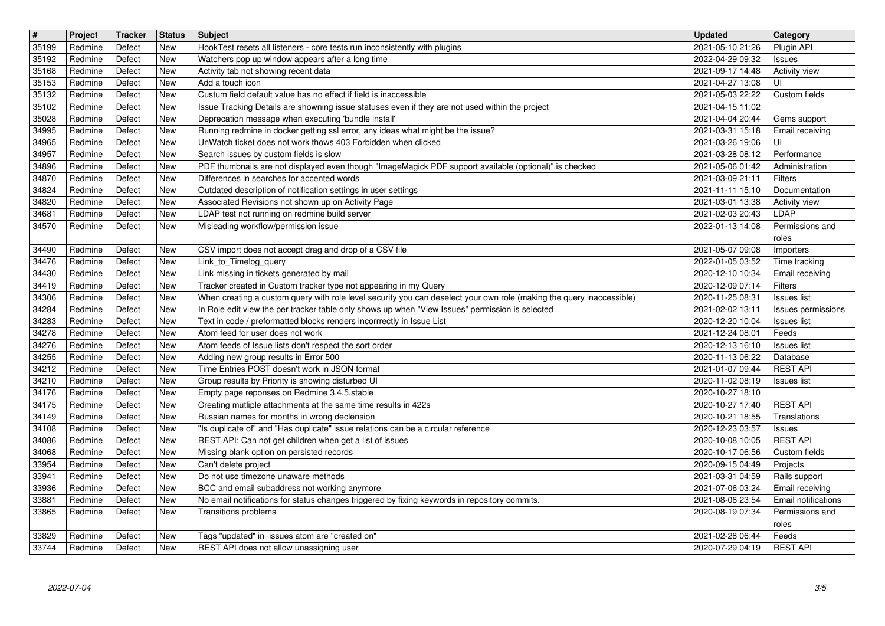| # | Project | Tracker | Status | Subject | Updated | Category |
|---|---|---|---|---|---|---|
| 35199 | Redmine | Defect | New | HookTest resets all listeners - core tests run inconsistently with plugins | 2021-05-10 21:26 | Plugin API |
| 35192 | Redmine | Defect | New | Watchers pop up window appears after a long time | 2022-04-29 09:32 | Issues |
| 35168 | Redmine | Defect | New | Activity tab not showing recent data | 2021-09-17 14:48 | Activity view |
| 35153 | Redmine | Defect | New | Add a touch icon | 2021-04-27 13:08 | UI |
| 35132 | Redmine | Defect | New | Custum field default value has no effect if field is inaccessible | 2021-05-03 22:22 | Custom fields |
| 35102 | Redmine | Defect | New | Issue Tracking Details are showning issue statuses even if they are not used within the project | 2021-04-15 11:02 | |
| 35028 | Redmine | Defect | New | Deprecation message when executing 'bundle install' | 2021-04-04 20:44 | Gems support |
| 34995 | Redmine | Defect | New | Running redmine in docker getting ssl error, any ideas what might be the issue? | 2021-03-31 15:18 | Email receiving |
| 34965 | Redmine | Defect | New | UnWatch ticket does not work thows 403 Forbidden when clicked | 2021-03-26 19:06 | UI |
| 34957 | Redmine | Defect | New | Search issues by custom fields is slow | 2021-03-28 08:12 | Performance |
| 34896 | Redmine | Defect | New | PDF thumbnails are not displayed even though "ImageMagick PDF support available (optional)" is checked | 2021-05-06 01:42 | Administration |
| 34870 | Redmine | Defect | New | Differences in searches for accented words | 2021-03-09 21:11 | Filters |
| 34824 | Redmine | Defect | New | Outdated description of notification settings in user settings | 2021-11-11 15:10 | Documentation |
| 34820 | Redmine | Defect | New | Associated Revisions not shown up on Activity Page | 2021-03-01 13:38 | Activity view |
| 34681 | Redmine | Defect | New | LDAP test not running on redmine build server | 2021-02-03 20:43 | LDAP |
| 34570 | Redmine | Defect | New | Misleading workflow/permission issue | 2022-01-13 14:08 | Permissions and roles |
| 34490 | Redmine | Defect | New | CSV import does not accept drag and drop of a CSV file | 2021-05-07 09:08 | Importers |
| 34476 | Redmine | Defect | New | Link_to_Timelog_query | 2022-01-05 03:52 | Time tracking |
| 34430 | Redmine | Defect | New | Link missing in tickets generated by mail | 2020-12-10 10:34 | Email receiving |
| 34419 | Redmine | Defect | New | Tracker created in Custom tracker type not appearing in my Query | 2020-12-09 07:14 | Filters |
| 34306 | Redmine | Defect | New | When creating a custom query with role level security you can deselect your own role (making the query inaccessible) | 2020-11-25 08:31 | Issues list |
| 34284 | Redmine | Defect | New | In Role edit view the per tracker table only shows up when "View Issues" permission is selected | 2021-02-02 13:11 | Issues permissions |
| 34283 | Redmine | Defect | New | Text in code / preformatted blocks renders incorrrectly in Issue List | 2020-12-20 10:04 | Issues list |
| 34278 | Redmine | Defect | New | Atom feed for user does not work | 2021-12-24 08:01 | Feeds |
| 34276 | Redmine | Defect | New | Atom feeds of Issue lists don't respect the sort order | 2020-12-13 16:10 | Issues list |
| 34255 | Redmine | Defect | New | Adding new group results in Error 500 | 2020-11-13 06:22 | Database |
| 34212 | Redmine | Defect | New | Time Entries POST doesn't work in JSON format | 2021-01-07 09:44 | REST API |
| 34210 | Redmine | Defect | New | Group results by Priority is showing disturbed UI | 2020-11-02 08:19 | Issues list |
| 34176 | Redmine | Defect | New | Empty page reponses on Redmine 3.4.5.stable | 2020-10-27 18:10 | |
| 34175 | Redmine | Defect | New | Creating mutliple attachments at the same time results in 422s | 2020-10-27 17:40 | REST API |
| 34149 | Redmine | Defect | New | Russian names for months in wrong declension | 2020-10-21 18:55 | Translations |
| 34108 | Redmine | Defect | New | "Is duplicate of" and "Has duplicate" issue relations can be a circular reference | 2020-12-23 03:57 | Issues |
| 34086 | Redmine | Defect | New | REST API: Can not get children when get a list of issues | 2020-10-08 10:05 | REST API |
| 34068 | Redmine | Defect | New | Missing blank option on persisted records | 2020-10-17 06:56 | Custom fields |
| 33954 | Redmine | Defect | New | Can't delete project | 2020-09-15 04:49 | Projects |
| 33941 | Redmine | Defect | New | Do not use timezone unaware methods | 2021-03-31 04:59 | Rails support |
| 33936 | Redmine | Defect | New | BCC and email subaddress not working anymore | 2021-07-06 03:24 | Email receiving |
| 33881 | Redmine | Defect | New | No email notifications for status changes triggered by fixing keywords in repository commits. | 2021-08-06 23:54 | Email notifications |
| 33865 | Redmine | Defect | New | Transitions problems | 2020-08-19 07:34 | Permissions and roles |
| 33829 | Redmine | Defect | New | Tags "updated" in issues atom are "created on" | 2021-02-28 06:44 | Feeds |
| 33744 | Redmine | Defect | New | REST API does not allow unassigning user | 2020-07-29 04:19 | REST API |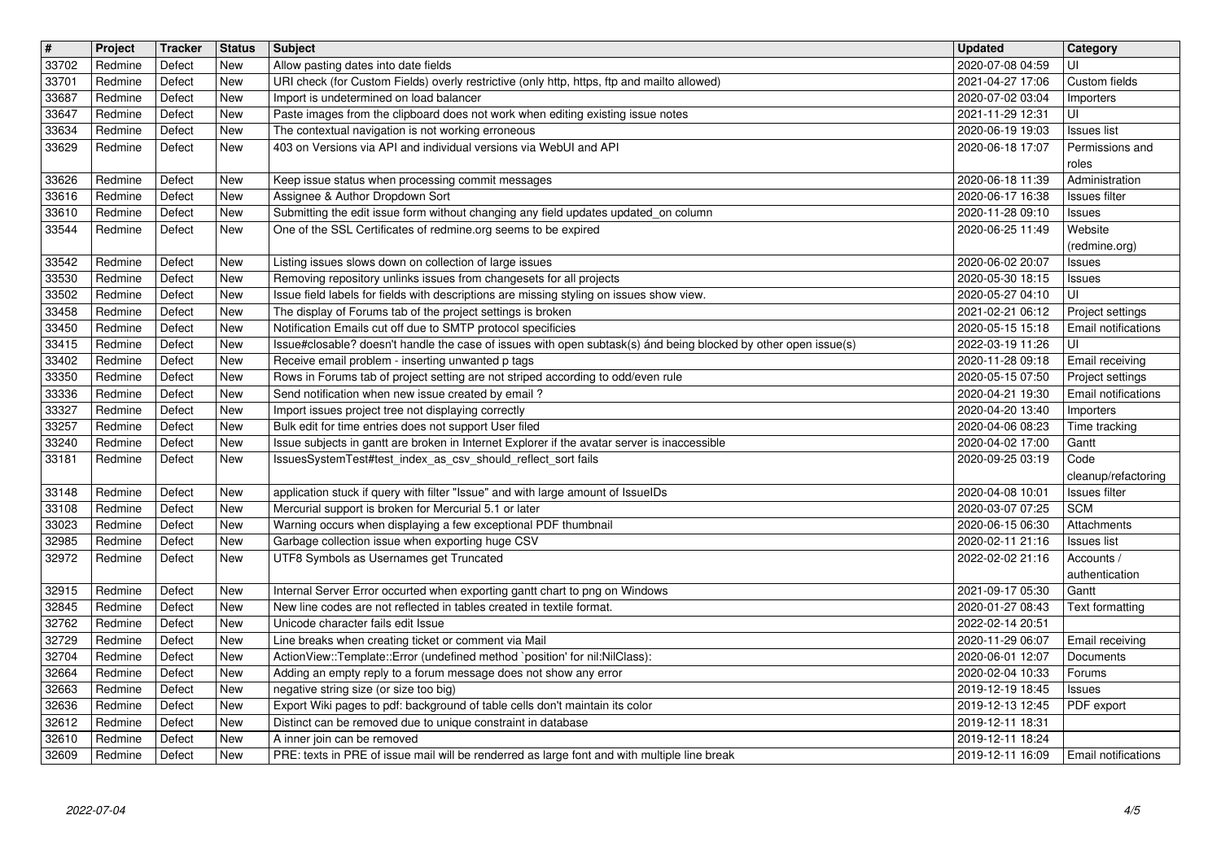| # | Project | Tracker | Status | Subject | Updated | Category |
|---|---|---|---|---|---|---|
| 33702 | Redmine | Defect | New | Allow pasting dates into date fields | 2020-07-08 04:59 | UI |
| 33701 | Redmine | Defect | New | URI check (for Custom Fields) overly restrictive (only http, https, ftp and mailto allowed) | 2021-04-27 17:06 | Custom fields |
| 33687 | Redmine | Defect | New | Import is undetermined on load balancer | 2020-07-02 03:04 | Importers |
| 33647 | Redmine | Defect | New | Paste images from the clipboard does not work when editing existing issue notes | 2021-11-29 12:31 | UI |
| 33634 | Redmine | Defect | New | The contextual navigation is not working erroneous | 2020-06-19 19:03 | Issues list |
| 33629 | Redmine | Defect | New | 403 on Versions via API and individual versions via WebUI and API | 2020-06-18 17:07 | Permissions and roles |
| 33626 | Redmine | Defect | New | Keep issue status when processing commit messages | 2020-06-18 11:39 | Administration |
| 33616 | Redmine | Defect | New | Assignee & Author Dropdown Sort | 2020-06-17 16:38 | Issues filter |
| 33610 | Redmine | Defect | New | Submitting the edit issue form without changing any field updates updated_on column | 2020-11-28 09:10 | Issues |
| 33544 | Redmine | Defect | New | One of the SSL Certificates of redmine.org seems to be expired | 2020-06-25 11:49 | Website (redmine.org) |
| 33542 | Redmine | Defect | New | Listing issues slows down on collection of large issues | 2020-06-02 20:07 | Issues |
| 33530 | Redmine | Defect | New | Removing repository unlinks issues from changesets for all projects | 2020-05-30 18:15 | Issues |
| 33502 | Redmine | Defect | New | Issue field labels for fields with descriptions are missing styling on issues show view. | 2020-05-27 04:10 | UI |
| 33458 | Redmine | Defect | New | The display of Forums tab of the project settings is broken | 2021-02-21 06:12 | Project settings |
| 33450 | Redmine | Defect | New | Notification Emails cut off due to SMTP protocol specificies | 2020-05-15 15:18 | Email notifications |
| 33415 | Redmine | Defect | New | Issue#closable? doesn't handle the case of issues with open subtask(s) ánd being blocked by other open issue(s) | 2022-03-19 11:26 | UI |
| 33402 | Redmine | Defect | New | Receive email problem - inserting unwanted p tags | 2020-11-28 09:18 | Email receiving |
| 33350 | Redmine | Defect | New | Rows in Forums tab of project setting are not striped according to odd/even rule | 2020-05-15 07:50 | Project settings |
| 33336 | Redmine | Defect | New | Send notification when new issue created by email ? | 2020-04-21 19:30 | Email notifications |
| 33327 | Redmine | Defect | New | Import issues project tree not displaying correctly | 2020-04-20 13:40 | Importers |
| 33257 | Redmine | Defect | New | Bulk edit for time entries does not support User filed | 2020-04-06 08:23 | Time tracking |
| 33240 | Redmine | Defect | New | Issue subjects in gantt are broken in Internet Explorer if the avatar server is inaccessible | 2020-04-02 17:00 | Gantt |
| 33181 | Redmine | Defect | New | IssuesSystemTest#test_index_as_csv_should_reflect_sort fails | 2020-09-25 03:19 | Code cleanup/refactoring |
| 33148 | Redmine | Defect | New | application stuck if query with filter "Issue" and with large amount of IssueIDs | 2020-04-08 10:01 | Issues filter |
| 33108 | Redmine | Defect | New | Mercurial support is broken for Mercurial 5.1 or later | 2020-03-07 07:25 | SCM |
| 33023 | Redmine | Defect | New | Warning occurs when displaying a few exceptional PDF thumbnail | 2020-06-15 06:30 | Attachments |
| 32985 | Redmine | Defect | New | Garbage collection issue when exporting huge CSV | 2020-02-11 21:16 | Issues list |
| 32972 | Redmine | Defect | New | UTF8 Symbols as Usernames get Truncated | 2022-02-02 21:16 | Accounts / authentication |
| 32915 | Redmine | Defect | New | Internal Server Error occurted when exporting gantt chart to png on Windows | 2021-09-17 05:30 | Gantt |
| 32845 | Redmine | Defect | New | New line codes are not reflected in tables created in textile format. | 2020-01-27 08:43 | Text formatting |
| 32762 | Redmine | Defect | New | Unicode character fails edit Issue | 2022-02-14 20:51 | |
| 32729 | Redmine | Defect | New | Line breaks when creating ticket or comment via Mail | 2020-11-29 06:07 | Email receiving |
| 32704 | Redmine | Defect | New | ActionView::Template::Error (undefined method `position' for nil:NilClass): | 2020-06-01 12:07 | Documents |
| 32664 | Redmine | Defect | New | Adding an empty reply to a forum message does not show any error | 2020-02-04 10:33 | Forums |
| 32663 | Redmine | Defect | New | negative string size (or size too big) | 2019-12-19 18:45 | Issues |
| 32636 | Redmine | Defect | New | Export Wiki pages to pdf: background of table cells don't maintain its color | 2019-12-13 12:45 | PDF export |
| 32612 | Redmine | Defect | New | Distinct can be removed due to unique constraint in database | 2019-12-11 18:31 | |
| 32610 | Redmine | Defect | New | A inner join can be removed | 2019-12-11 18:24 | |
| 32609 | Redmine | Defect | New | PRE: texts in PRE of issue mail will be renderred as large font and with multiple line break | 2019-12-11 16:09 | Email notifications |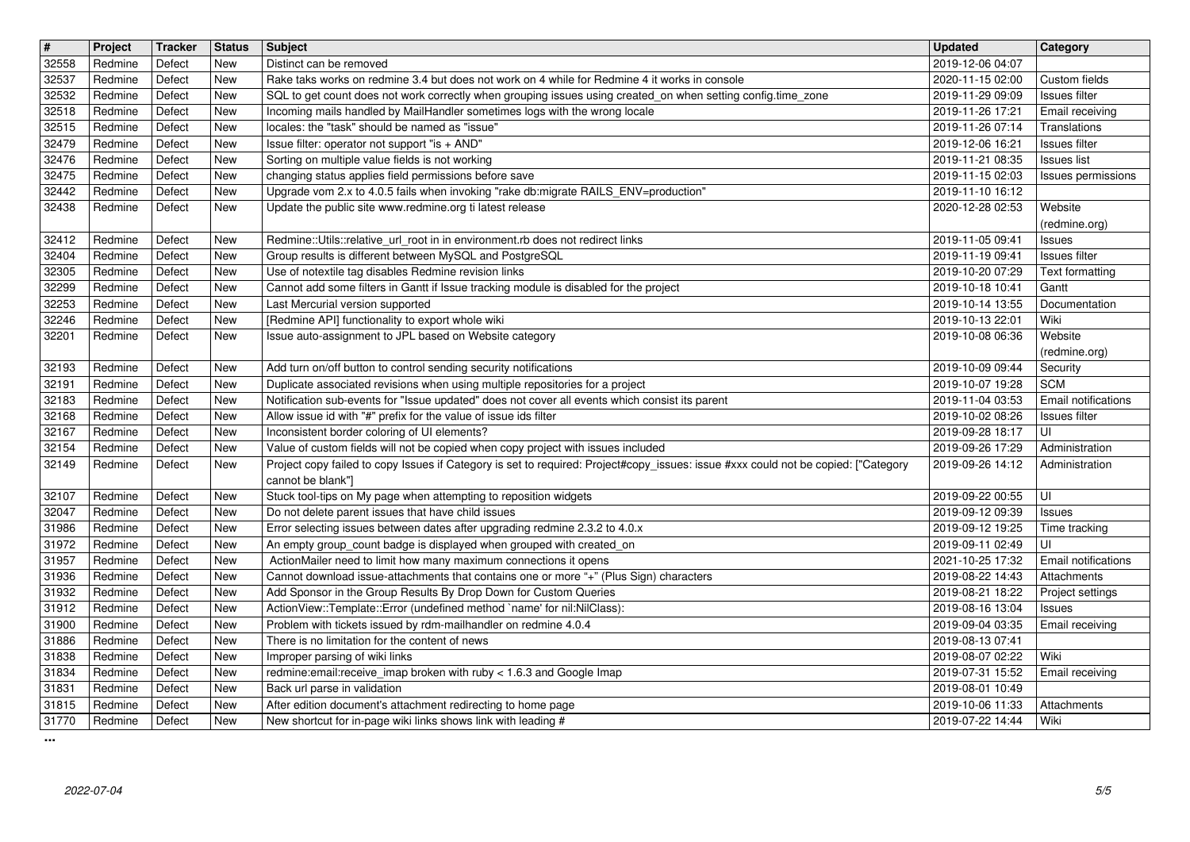| # | Project | Tracker | Status | Subject | Updated | Category |
|---|---|---|---|---|---|---|
| 32558 | Redmine | Defect | New | Distinct can be removed | 2019-12-06 04:07 | |
| 32537 | Redmine | Defect | New | Rake taks works on redmine 3.4 but does not work on 4 while for Redmine 4 it works in console | 2020-11-15 02:00 | Custom fields |
| 32532 | Redmine | Defect | New | SQL to get count does not work correctly when grouping issues using created_on when setting config.time_zone | 2019-11-29 09:09 | Issues filter |
| 32518 | Redmine | Defect | New | Incoming mails handled by MailHandler sometimes logs with the wrong locale | 2019-11-26 17:21 | Email receiving |
| 32515 | Redmine | Defect | New | locales: the "task" should be named as "issue" | 2019-11-26 07:14 | Translations |
| 32479 | Redmine | Defect | New | Issue filter: operator not support "is + AND" | 2019-12-06 16:21 | Issues filter |
| 32476 | Redmine | Defect | New | Sorting on multiple value fields is not working | 2019-11-21 08:35 | Issues list |
| 32475 | Redmine | Defect | New | changing status applies field permissions before save | 2019-11-15 02:03 | Issues permissions |
| 32442 | Redmine | Defect | New | Upgrade vom 2.x to 4.0.5 fails when invoking "rake db:migrate RAILS_ENV=production" | 2019-11-10 16:12 | |
| 32438 | Redmine | Defect | New | Update the public site www.redmine.org ti latest release | 2020-12-28 02:53 | Website (redmine.org) |
| 32412 | Redmine | Defect | New | Redmine::Utils::relative_url_root in in environment.rb does not redirect links | 2019-11-05 09:41 | Issues |
| 32404 | Redmine | Defect | New | Group results is different between MySQL and PostgreSQL | 2019-11-19 09:41 | Issues filter |
| 32305 | Redmine | Defect | New | Use of notextile tag disables Redmine revision links | 2019-10-20 07:29 | Text formatting |
| 32299 | Redmine | Defect | New | Cannot add some filters in Gantt if Issue tracking module is disabled for the project | 2019-10-18 10:41 | Gantt |
| 32253 | Redmine | Defect | New | Last Mercurial version supported | 2019-10-14 13:55 | Documentation |
| 32246 | Redmine | Defect | New | [Redmine API] functionality to export whole wiki | 2019-10-13 22:01 | Wiki |
| 32201 | Redmine | Defect | New | Issue auto-assignment to JPL based on Website category | 2019-10-08 06:36 | Website (redmine.org) |
| 32193 | Redmine | Defect | New | Add turn on/off button to control sending security notifications | 2019-10-09 09:44 | Security |
| 32191 | Redmine | Defect | New | Duplicate associated revisions when using multiple repositories for a project | 2019-10-07 19:28 | SCM |
| 32183 | Redmine | Defect | New | Notification sub-events for "Issue updated" does not cover all events which consist its parent | 2019-11-04 03:53 | Email notifications |
| 32168 | Redmine | Defect | New | Allow issue id with "#" prefix for the value of issue ids filter | 2019-10-02 08:26 | Issues filter |
| 32167 | Redmine | Defect | New | Inconsistent border coloring of UI elements? | 2019-09-28 18:17 | UI |
| 32154 | Redmine | Defect | New | Value of custom fields will not be copied when copy project with issues included | 2019-09-26 17:29 | Administration |
| 32149 | Redmine | Defect | New | Project copy failed to copy Issues if Category is set to required: Project#copy_issues: issue #xxx could not be copied: ["Category cannot be blank"] | 2019-09-26 14:12 | Administration |
| 32107 | Redmine | Defect | New | Stuck tool-tips on My page when attempting to reposition widgets | 2019-09-22 00:55 | UI |
| 32047 | Redmine | Defect | New | Do not delete parent issues that have child issues | 2019-09-12 09:39 | Issues |
| 31986 | Redmine | Defect | New | Error selecting issues between dates after upgrading redmine 2.3.2 to 4.0.x | 2019-09-12 19:25 | Time tracking |
| 31972 | Redmine | Defect | New | An empty group_count badge is displayed when grouped with created_on | 2019-09-11 02:49 | UI |
| 31957 | Redmine | Defect | New | ActionMailer need to limit how many maximum connections it opens | 2021-10-25 17:32 | Email notifications |
| 31936 | Redmine | Defect | New | Cannot download issue-attachments that contains one or more "+" (Plus Sign) characters | 2019-08-22 14:43 | Attachments |
| 31932 | Redmine | Defect | New | Add Sponsor in the Group Results By Drop Down for Custom Queries | 2019-08-21 18:22 | Project settings |
| 31912 | Redmine | Defect | New | ActionView::Template::Error (undefined method `name' for nil:NilClass): | 2019-08-16 13:04 | Issues |
| 31900 | Redmine | Defect | New | Problem with tickets issued by rdm-mailhandler on redmine 4.0.4 | 2019-09-04 03:35 | Email receiving |
| 31886 | Redmine | Defect | New | There is no limitation for the content of news | 2019-08-13 07:41 | |
| 31838 | Redmine | Defect | New | Improper parsing of wiki links | 2019-08-07 02:22 | Wiki |
| 31834 | Redmine | Defect | New | redmine:email:receive_imap broken with ruby < 1.6.3 and Google Imap | 2019-07-31 15:52 | Email receiving |
| 31831 | Redmine | Defect | New | Back url parse in validation | 2019-08-01 10:49 | |
| 31815 | Redmine | Defect | New | After edition document's attachment redirecting to home page | 2019-10-06 11:33 | Attachments |
| 31770 | Redmine | Defect | New | New shortcut for in-page wiki links shows link with leading # | 2019-07-22 14:44 | Wiki |

...